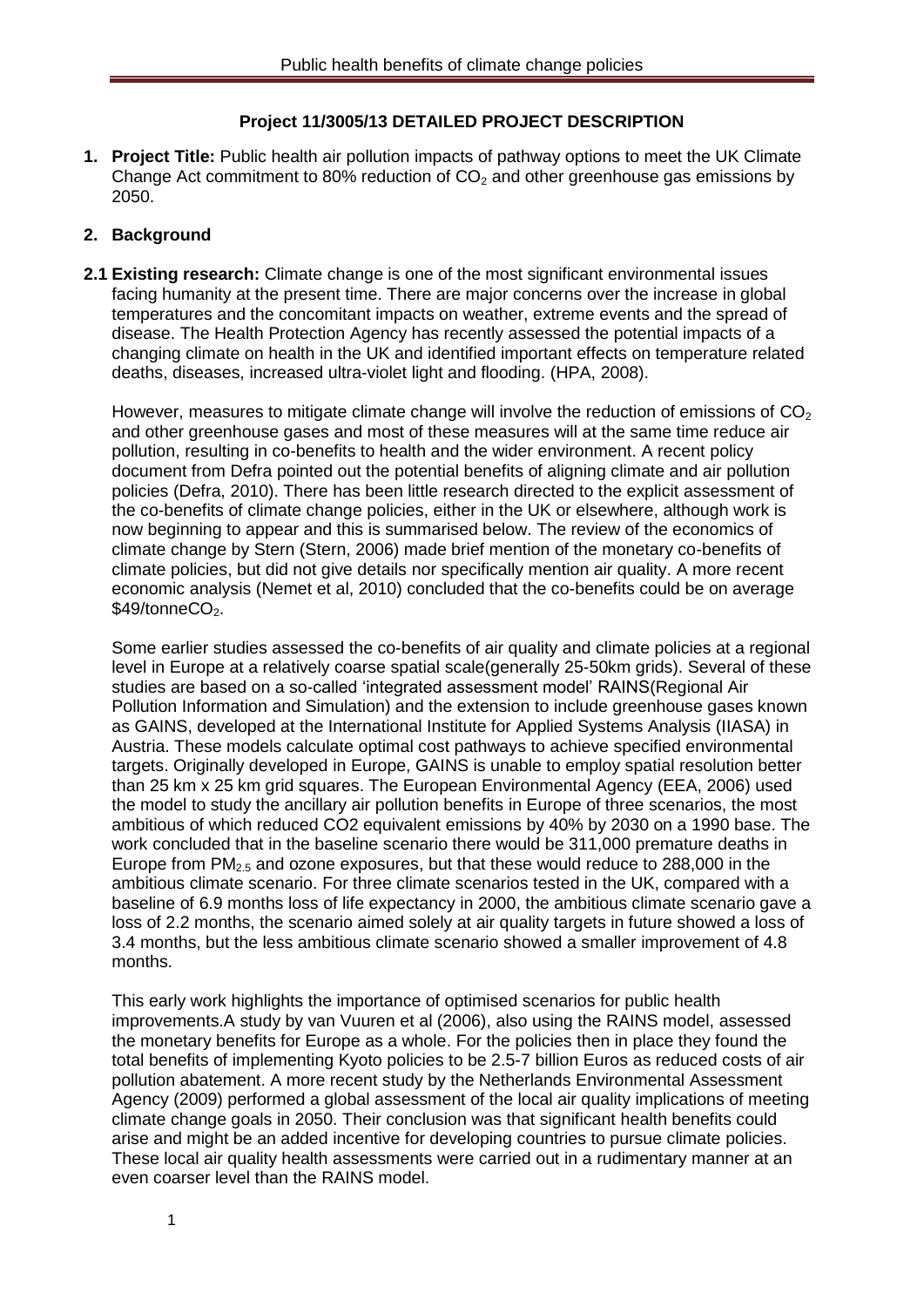**Project 11/3005/13 DETAILED PROJECT DESCRIPTION**

1. **Project Title:** Public health air pollution impacts of pathway options to meet the UK Climate Change Act commitment to 80% reduction of $CO_2$ and other greenhouse gas emissions by 2050.

2. **Background**

**2.1 Existing research:** Climate change is one of the most significant environmental issues facing humanity at the present time. There are major concerns over the increase in global temperatures and the concomitant impacts on weather, extreme events and the spread of disease. The Health Protection Agency has recently assessed the potential impacts of a changing climate on health in the UK and identified important effects on temperature related deaths, diseases, increased ultra-violet light and flooding. (HPA, 2008).

However, measures to mitigate climate change will involve the reduction of emissions of $CO_2$ and other greenhouse gases and most of these measures will at the same time reduce air pollution, resulting in co-benefits to health and the wider environment. A recent policy document from Defra pointed out the potential benefits of aligning climate and air pollution policies (Defra, 2010). There has been little research directed to the explicit assessment of the co-benefits of climate change policies, either in the UK or elsewhere, although work is now beginning to appear and this is summarised below. The review of the economics of climate change by Stern (Stern, 2006) made brief mention of the monetary co-benefits of climate policies, but did not give details nor specifically mention air quality. A more recent economic analysis (Nemet et al, 2010) concluded that the co-benefits could be on average \$49/tonne$CO_2$.

Some earlier studies assessed the co-benefits of air quality and climate policies at a regional level in Europe at a relatively coarse spatial scale(generally 25-50km grids). Several of these studies are based on a so-called 'integrated assessment model' RAINS(Regional Air Pollution Information and Simulation) and the extension to include greenhouse gases known as GAINS, developed at the International Institute for Applied Systems Analysis (IIASA) in Austria. These models calculate optimal cost pathways to achieve specified environmental targets. Originally developed in Europe, GAINS is unable to employ spatial resolution better than 25 km x 25 km grid squares. The European Environmental Agency (EEA, 2006) used the model to study the ancillary air pollution benefits in Europe of three scenarios, the most ambitious of which reduced CO2 equivalent emissions by 40% by 2030 on a 1990 base. The work concluded that in the baseline scenario there would be 311,000 premature deaths in Europe from $PM_{2.5}$ and ozone exposures, but that these would reduce to 288,000 in the ambitious climate scenario. For three climate scenarios tested in the UK, compared with a baseline of 6.9 months loss of life expectancy in 2000, the ambitious climate scenario gave a loss of 2.2 months, the scenario aimed solely at air quality targets in future showed a loss of 3.4 months, but the less ambitious climate scenario showed a smaller improvement of 4.8 months.

This early work highlights the importance of optimised scenarios for public health improvements.A study by van Vuuren et al (2006), also using the RAINS model, assessed the monetary benefits for Europe as a whole. For the policies then in place they found the total benefits of implementing Kyoto policies to be 2.5-7 billion Euros as reduced costs of air pollution abatement. A more recent study by the Netherlands Environmental Assessment Agency (2009) performed a global assessment of the local air quality implications of meeting climate change goals in 2050. Their conclusion was that significant health benefits could arise and might be an added incentive for developing countries to pursue climate policies. These local air quality health assessments were carried out in a rudimentary manner at an even coarser level than the RAINS model.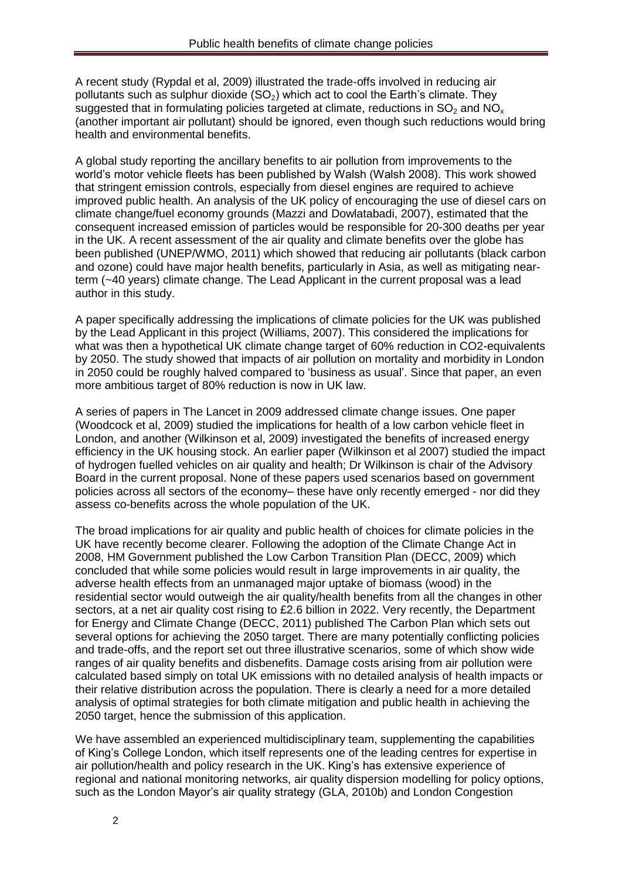A recent study (Rypdal et al, 2009) illustrated the trade-offs involved in reducing air pollutants such as sulphur dioxide ($SO_2$) which act to cool the Earth's climate. They suggested that in formulating policies targeted at climate, reductions in $SO_2$ and $NO_x$ (another important air pollutant) should be ignored, even though such reductions would bring health and environmental benefits.

A global study reporting the ancillary benefits to air pollution from improvements to the world's motor vehicle fleets has been published by Walsh (Walsh 2008). This work showed that stringent emission controls, especially from diesel engines are required to achieve improved public health. An analysis of the UK policy of encouraging the use of diesel cars on climate change/fuel economy grounds (Mazzi and Dowlatabadi, 2007), estimated that the consequent increased emission of particles would be responsible for 20-300 deaths per year in the UK. A recent assessment of the air quality and climate benefits over the globe has been published (UNEP/WMO, 2011) which showed that reducing air pollutants (black carbon and ozone) could have major health benefits, particularly in Asia, as well as mitigating near-term (~40 years) climate change. The Lead Applicant in the current proposal was a lead author in this study.

A paper specifically addressing the implications of climate policies for the UK was published by the Lead Applicant in this project (Williams, 2007). This considered the implications for what was then a hypothetical UK climate change target of 60% reduction in CO2-equivalents by 2050. The study showed that impacts of air pollution on mortality and morbidity in London in 2050 could be roughly halved compared to 'business as usual'. Since that paper, an even more ambitious target of 80% reduction is now in UK law.

A series of papers in The Lancet in 2009 addressed climate change issues. One paper (Woodcock et al, 2009) studied the implications for health of a low carbon vehicle fleet in London, and another (Wilkinson et al, 2009) investigated the benefits of increased energy efficiency in the UK housing stock. An earlier paper (Wilkinson et al 2007) studied the impact of hydrogen fuelled vehicles on air quality and health; Dr Wilkinson is chair of the Advisory Board in the current proposal. None of these papers used scenarios based on government policies across all sectors of the economy– these have only recently emerged - nor did they assess co-benefits across the whole population of the UK.

The broad implications for air quality and public health of choices for climate policies in the UK have recently become clearer. Following the adoption of the Climate Change Act in 2008, HM Government published the Low Carbon Transition Plan (DECC, 2009) which concluded that while some policies would result in large improvements in air quality, the adverse health effects from an unmanaged major uptake of biomass (wood) in the residential sector would outweigh the air quality/health benefits from all the changes in other sectors, at a net air quality cost rising to £2.6 billion in 2022. Very recently, the Department for Energy and Climate Change (DECC, 2011) published The Carbon Plan which sets out several options for achieving the 2050 target. There are many potentially conflicting policies and trade-offs, and the report set out three illustrative scenarios, some of which show wide ranges of air quality benefits and disbenefits. Damage costs arising from air pollution were calculated based simply on total UK emissions with no detailed analysis of health impacts or their relative distribution across the population. There is clearly a need for a more detailed analysis of optimal strategies for both climate mitigation and public health in achieving the 2050 target, hence the submission of this application.

We have assembled an experienced multidisciplinary team, supplementing the capabilities of King's College London, which itself represents one of the leading centres for expertise in air pollution/health and policy research in the UK. King's has extensive experience of regional and national monitoring networks, air quality dispersion modelling for policy options, such as the London Mayor's air quality strategy (GLA, 2010b) and London Congestion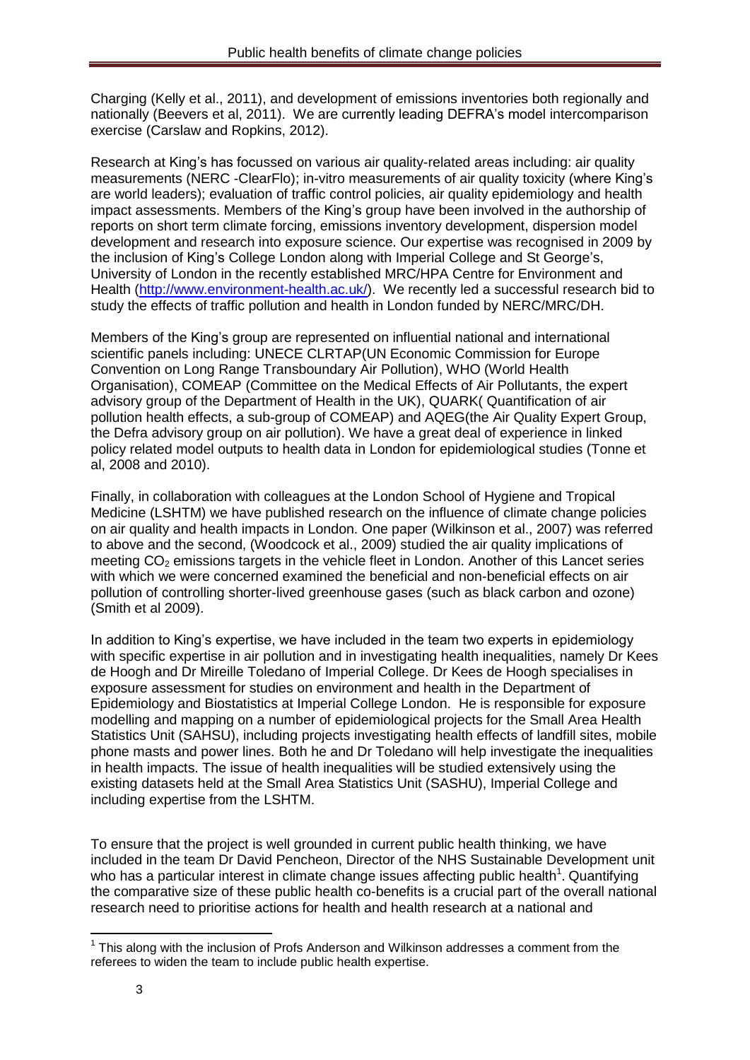Charging (Kelly et al., 2011), and development of emissions inventories both regionally and nationally (Beevers et al, 2011). We are currently leading DEFRA's model intercomparison exercise (Carslaw and Ropkins, 2012).

Research at King's has focussed on various air quality-related areas including: air quality measurements (NERC -ClearFlo); in-vitro measurements of air quality toxicity (where King's are world leaders); evaluation of traffic control policies, air quality epidemiology and health impact assessments. Members of the King's group have been involved in the authorship of reports on short term climate forcing, emissions inventory development, dispersion model development and research into exposure science. Our expertise was recognised in 2009 by the inclusion of King's College London along with Imperial College and St George's, University of London in the recently established MRC/HPA Centre for Environment and Health (http://www.environment-health.ac.uk/). We recently led a successful research bid to study the effects of traffic pollution and health in London funded by NERC/MRC/DH.

Members of the King's group are represented on influential national and international scientific panels including: UNECE CLRTAP(UN Economic Commission for Europe Convention on Long Range Transboundary Air Pollution), WHO (World Health Organisation), COMEAP (Committee on the Medical Effects of Air Pollutants, the expert advisory group of the Department of Health in the UK), QUARK( Quantification of air pollution health effects, a sub-group of COMEAP) and AQEG(the Air Quality Expert Group, the Defra advisory group on air pollution). We have a great deal of experience in linked policy related model outputs to health data in London for epidemiological studies (Tonne et al, 2008 and 2010).

Finally, in collaboration with colleagues at the London School of Hygiene and Tropical Medicine (LSHTM) we have published research on the influence of climate change policies on air quality and health impacts in London. One paper (Wilkinson et al., 2007) was referred to above and the second, (Woodcock et al., 2009) studied the air quality implications of meeting $CO_2$ emissions targets in the vehicle fleet in London. Another of this Lancet series with which we were concerned examined the beneficial and non-beneficial effects on air pollution of controlling shorter-lived greenhouse gases (such as black carbon and ozone) (Smith et al 2009).

In addition to King's expertise, we have included in the team two experts in epidemiology with specific expertise in air pollution and in investigating health inequalities, namely Dr Kees de Hoogh and Dr Mireille Toledano of Imperial College. Dr Kees de Hoogh specialises in exposure assessment for studies on environment and health in the Department of Epidemiology and Biostatistics at Imperial College London. He is responsible for exposure modelling and mapping on a number of epidemiological projects for the Small Area Health Statistics Unit (SAHSU), including projects investigating health effects of landfill sites, mobile phone masts and power lines. Both he and Dr Toledano will help investigate the inequalities in health impacts. The issue of health inequalities will be studied extensively using the existing datasets held at the Small Area Statistics Unit (SASHU), Imperial College and including expertise from the LSHTM.

To ensure that the project is well grounded in current public health thinking, we have included in the team Dr David Pencheon, Director of the NHS Sustainable Development unit who has a particular interest in climate change issues affecting public health[1]. Quantifying the comparative size of these public health co-benefits is a crucial part of the overall national research need to prioritise actions for health and health research at a national and

[1] This along with the inclusion of Profs Anderson and Wilkinson addresses a comment from the referees to widen the team to include public health expertise.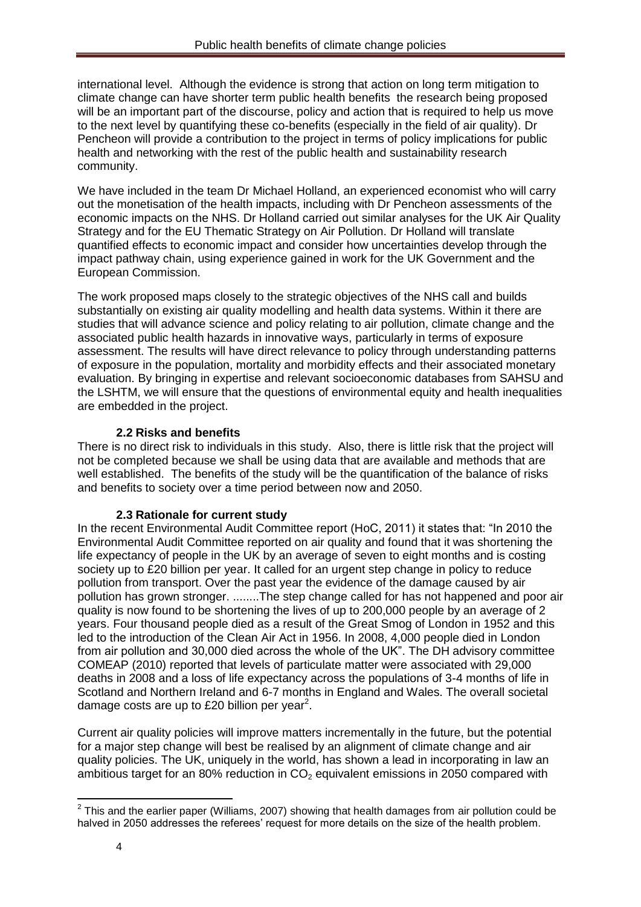international level. Although the evidence is strong that action on long term mitigation to climate change can have shorter term public health benefits the research being proposed will be an important part of the discourse, policy and action that is required to help us move to the next level by quantifying these co-benefits (especially in the field of air quality). Dr Pencheon will provide a contribution to the project in terms of policy implications for public health and networking with the rest of the public health and sustainability research community.

We have included in the team Dr Michael Holland, an experienced economist who will carry out the monetisation of the health impacts, including with Dr Pencheon assessments of the economic impacts on the NHS. Dr Holland carried out similar analyses for the UK Air Quality Strategy and for the EU Thematic Strategy on Air Pollution. Dr Holland will translate quantified effects to economic impact and consider how uncertainties develop through the impact pathway chain, using experience gained in work for the UK Government and the European Commission.

The work proposed maps closely to the strategic objectives of the NHS call and builds substantially on existing air quality modelling and health data systems. Within it there are studies that will advance science and policy relating to air pollution, climate change and the associated public health hazards in innovative ways, particularly in terms of exposure assessment. The results will have direct relevance to policy through understanding patterns of exposure in the population, mortality and morbidity effects and their associated monetary evaluation. By bringing in expertise and relevant socioeconomic databases from SAHSU and the LSHTM, we will ensure that the questions of environmental equity and health inequalities are embedded in the project.

### 2.2 Risks and benefits

There is no direct risk to individuals in this study. Also, there is little risk that the project will not be completed because we shall be using data that are available and methods that are well established. The benefits of the study will be the quantification of the balance of risks and benefits to society over a time period between now and 2050.

### 2.3 Rationale for current study

In the recent Environmental Audit Committee report (HoC, 2011) it states that: "In 2010 the Environmental Audit Committee reported on air quality and found that it was shortening the life expectancy of people in the UK by an average of seven to eight months and is costing society up to £20 billion per year. It called for an urgent step change in policy to reduce pollution from transport. Over the past year the evidence of the damage caused by air pollution has grown stronger. ........The step change called for has not happened and poor air quality is now found to be shortening the lives of up to 200,000 people by an average of 2 years. Four thousand people died as a result of the Great Smog of London in 1952 and this led to the introduction of the Clean Air Act in 1956. In 2008, 4,000 people died in London from air pollution and 30,000 died across the whole of the UK". The DH advisory committee COMEAP (2010) reported that levels of particulate matter were associated with 29,000 deaths in 2008 and a loss of life expectancy across the populations of 3-4 months of life in Scotland and Northern Ireland and 6-7 months in England and Wales. The overall societal damage costs are up to £20 billion per year[2].

Current air quality policies will improve matters incrementally in the future, but the potential for a major step change will best be realised by an alignment of climate change and air quality policies. The UK, uniquely in the world, has shown a lead in incorporating in law an ambitious target for an 80% reduction in $CO_2$ equivalent emissions in 2050 compared with

[2] This and the earlier paper (Williams, 2007) showing that health damages from air pollution could be halved in 2050 addresses the referees' request for more details on the size of the health problem.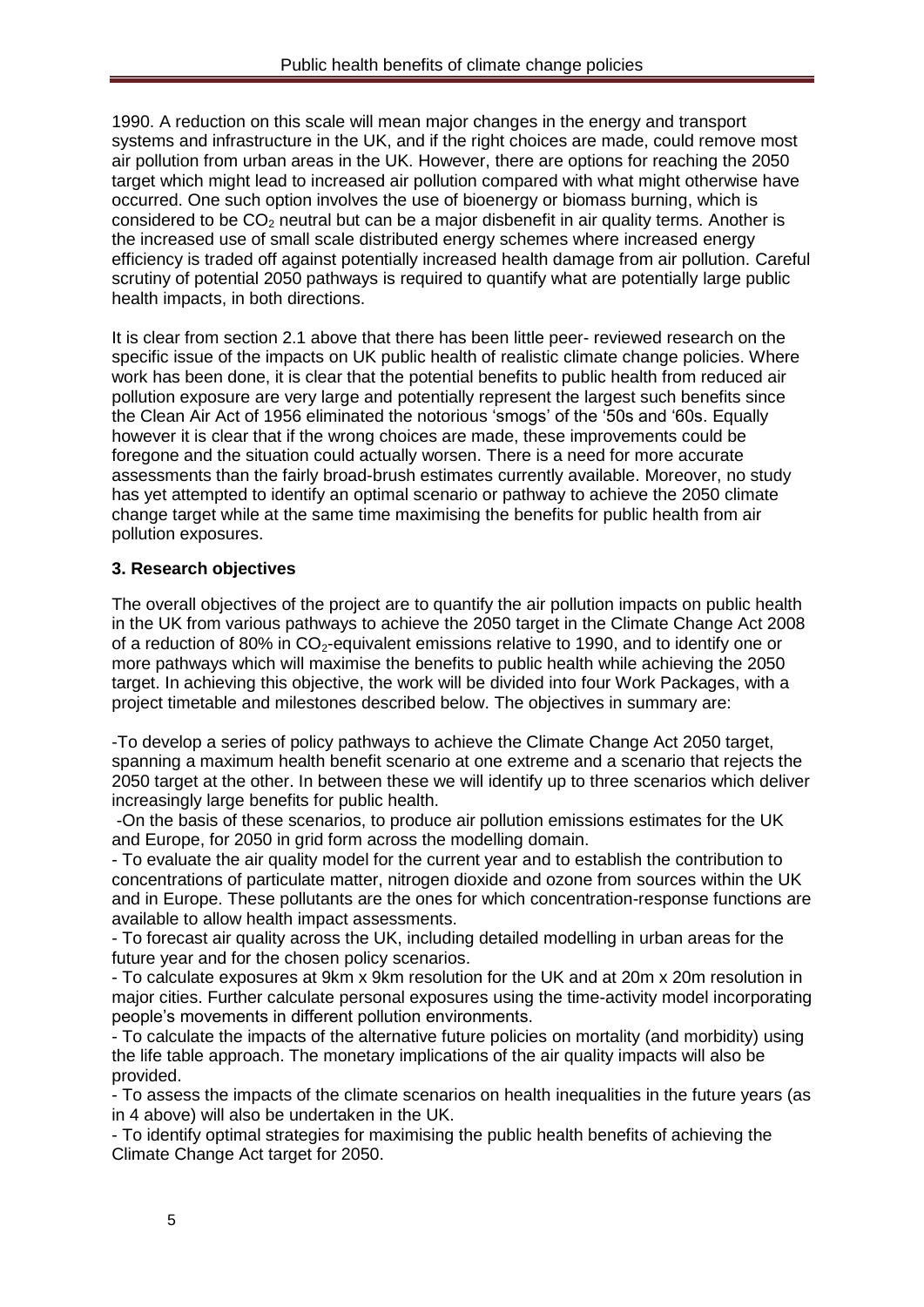1990. A reduction on this scale will mean major changes in the energy and transport systems and infrastructure in the UK, and if the right choices are made, could remove most air pollution from urban areas in the UK. However, there are options for reaching the 2050 target which might lead to increased air pollution compared with what might otherwise have occurred. One such option involves the use of bioenergy or biomass burning, which is considered to be $CO_2$ neutral but can be a major disbenefit in air quality terms. Another is the increased use of small scale distributed energy schemes where increased energy efficiency is traded off against potentially increased health damage from air pollution. Careful scrutiny of potential 2050 pathways is required to quantify what are potentially large public health impacts, in both directions.

It is clear from section 2.1 above that there has been little peer- reviewed research on the specific issue of the impacts on UK public health of realistic climate change policies. Where work has been done, it is clear that the potential benefits to public health from reduced air pollution exposure are very large and potentially represent the largest such benefits since the Clean Air Act of 1956 eliminated the notorious 'smogs' of the '50s and '60s. Equally however it is clear that if the wrong choices are made, these improvements could be foregone and the situation could actually worsen. There is a need for more accurate assessments than the fairly broad-brush estimates currently available. Moreover, no study has yet attempted to identify an optimal scenario or pathway to achieve the 2050 climate change target while at the same time maximising the benefits for public health from air pollution exposures.

## 3. Research objectives

The overall objectives of the project are to quantify the air pollution impacts on public health in the UK from various pathways to achieve the 2050 target in the Climate Change Act 2008 of a reduction of 80% in $CO_2$-equivalent emissions relative to 1990, and to identify one or more pathways which will maximise the benefits to public health while achieving the 2050 target. In achieving this objective, the work will be divided into four Work Packages, with a project timetable and milestones described below. The objectives in summary are:

- To develop a series of policy pathways to achieve the Climate Change Act 2050 target, spanning a maximum health benefit scenario at one extreme and a scenario that rejects the 2050 target at the other. In between these we will identify up to three scenarios which deliver increasingly large benefits for public health.
- On the basis of these scenarios, to produce air pollution emissions estimates for the UK and Europe, for 2050 in grid form across the modelling domain.
- To evaluate the air quality model for the current year and to establish the contribution to concentrations of particulate matter, nitrogen dioxide and ozone from sources within the UK and in Europe. These pollutants are the ones for which concentration-response functions are available to allow health impact assessments.
- To forecast air quality across the UK, including detailed modelling in urban areas for the future year and for the chosen policy scenarios.
- To calculate exposures at 9km x 9km resolution for the UK and at 20m x 20m resolution in major cities. Further calculate personal exposures using the time-activity model incorporating people's movements in different pollution environments.
- To calculate the impacts of the alternative future policies on mortality (and morbidity) using the life table approach. The monetary implications of the air quality impacts will also be provided.
- To assess the impacts of the climate scenarios on health inequalities in the future years (as in 4 above) will also be undertaken in the UK.
- To identify optimal strategies for maximising the public health benefits of achieving the Climate Change Act target for 2050.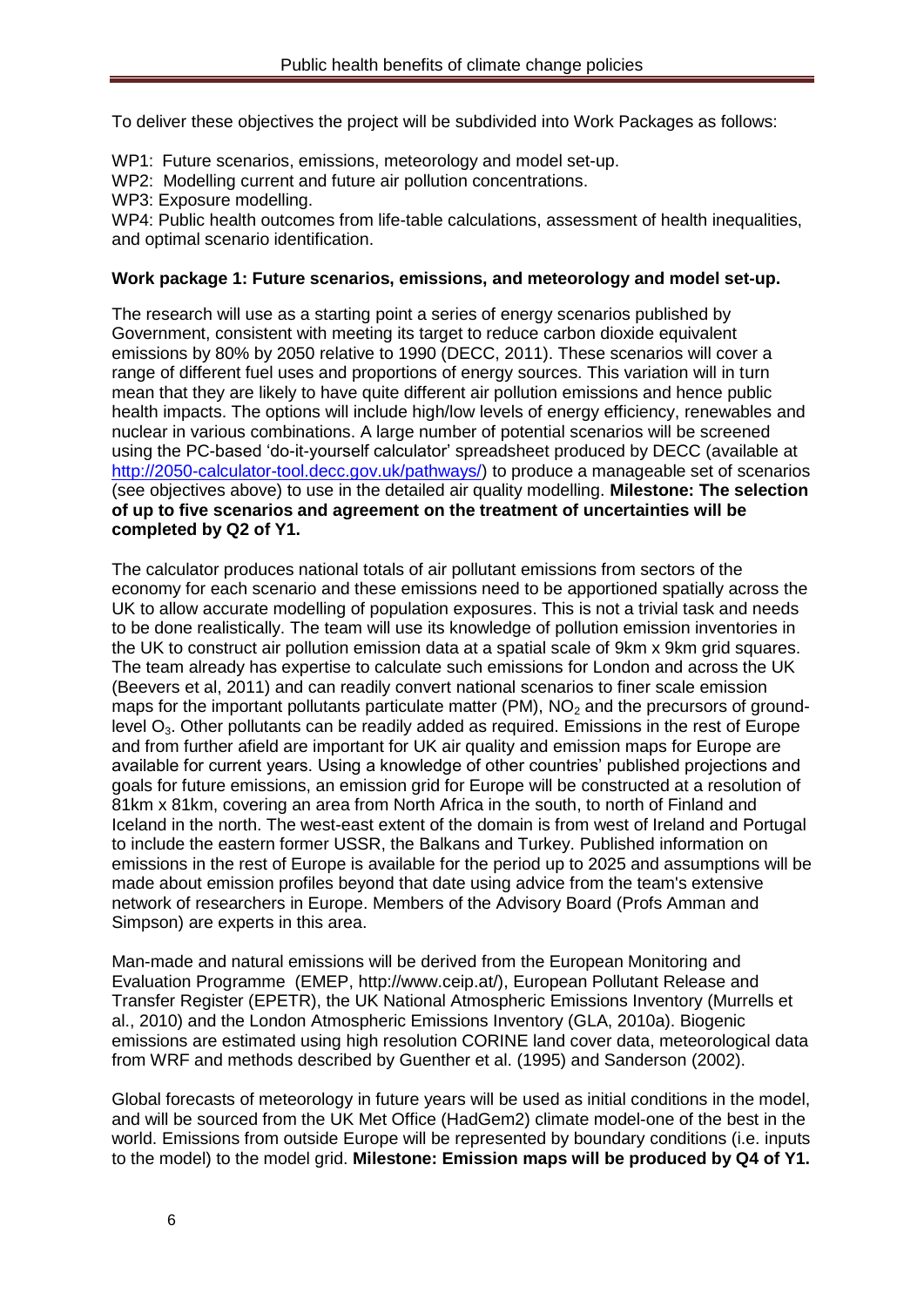To deliver these objectives the project will be subdivided into Work Packages as follows:

WP1: Future scenarios, emissions, meteorology and model set-up.
WP2: Modelling current and future air pollution concentrations.
WP3: Exposure modelling.
WP4: Public health outcomes from life-table calculations, assessment of health inequalities, and optimal scenario identification.

**Work package 1: Future scenarios, emissions, and meteorology and model set-up.**

The research will use as a starting point a series of energy scenarios published by Government, consistent with meeting its target to reduce carbon dioxide equivalent emissions by 80% by 2050 relative to 1990 (DECC, 2011). These scenarios will cover a range of different fuel uses and proportions of energy sources. This variation will in turn mean that they are likely to have quite different air pollution emissions and hence public health impacts. The options will include high/low levels of energy efficiency, renewables and nuclear in various combinations. A large number of potential scenarios will be screened using the PC-based 'do-it-yourself calculator' spreadsheet produced by DECC (available at http://2050-calculator-tool.decc.gov.uk/pathways/) to produce a manageable set of scenarios (see objectives above) to use in the detailed air quality modelling. **Milestone: The selection of up to five scenarios and agreement on the treatment of uncertainties will be completed by Q2 of Y1.**

The calculator produces national totals of air pollutant emissions from sectors of the economy for each scenario and these emissions need to be apportioned spatially across the UK to allow accurate modelling of population exposures. This is not a trivial task and needs to be done realistically. The team will use its knowledge of pollution emission inventories in the UK to construct air pollution emission data at a spatial scale of 9km x 9km grid squares. The team already has expertise to calculate such emissions for London and across the UK (Beevers et al, 2011) and can readily convert national scenarios to finer scale emission maps for the important pollutants particulate matter (PM), $NO_2$ and the precursors of ground-level $O_3$. Other pollutants can be readily added as required. Emissions in the rest of Europe and from further afield are important for UK air quality and emission maps for Europe are available for current years. Using a knowledge of other countries' published projections and goals for future emissions, an emission grid for Europe will be constructed at a resolution of 81km x 81km, covering an area from North Africa in the south, to north of Finland and Iceland in the north. The west-east extent of the domain is from west of Ireland and Portugal to include the eastern former USSR, the Balkans and Turkey. Published information on emissions in the rest of Europe is available for the period up to 2025 and assumptions will be made about emission profiles beyond that date using advice from the team's extensive network of researchers in Europe. Members of the Advisory Board (Profs Amman and Simpson) are experts in this area.

Man-made and natural emissions will be derived from the European Monitoring and Evaluation Programme (EMEP, http://www.ceip.at/), European Pollutant Release and Transfer Register (EPETR), the UK National Atmospheric Emissions Inventory (Murrells et al., 2010) and the London Atmospheric Emissions Inventory (GLA, 2010a). Biogenic emissions are estimated using high resolution CORINE land cover data, meteorological data from WRF and methods described by Guenther et al. (1995) and Sanderson (2002).

Global forecasts of meteorology in future years will be used as initial conditions in the model, and will be sourced from the UK Met Office (HadGem2) climate model-one of the best in the world. Emissions from outside Europe will be represented by boundary conditions (i.e. inputs to the model) to the model grid. **Milestone: Emission maps will be produced by Q4 of Y1.**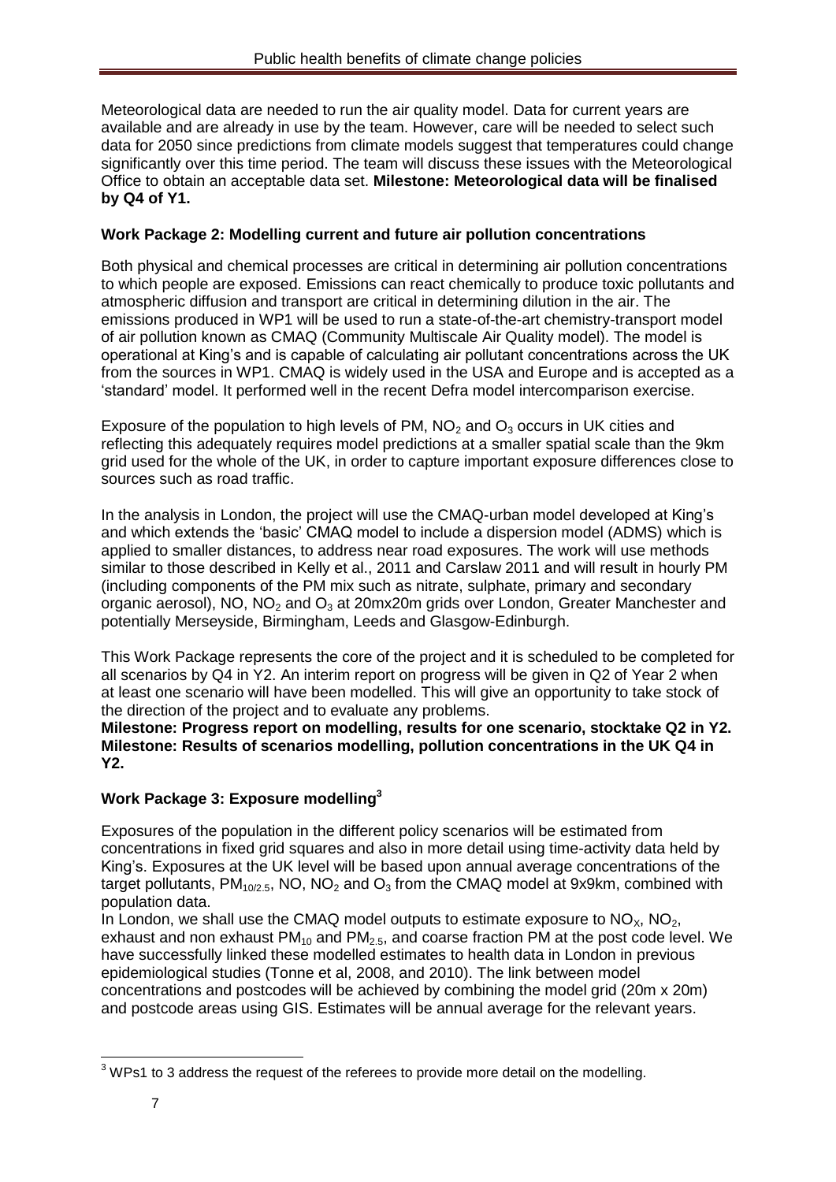Meteorological data are needed to run the air quality model. Data for current years are available and are already in use by the team. However, care will be needed to select such data for 2050 since predictions from climate models suggest that temperatures could change significantly over this time period. The team will discuss these issues with the Meteorological Office to obtain an acceptable data set. **Milestone: Meteorological data will be finalised by Q4 of Y1.**

### Work Package 2: Modelling current and future air pollution concentrations

Both physical and chemical processes are critical in determining air pollution concentrations to which people are exposed. Emissions can react chemically to produce toxic pollutants and atmospheric diffusion and transport are critical in determining dilution in the air. The emissions produced in WP1 will be used to run a state-of-the-art chemistry-transport model of air pollution known as CMAQ (Community Multiscale Air Quality model). The model is operational at King's and is capable of calculating air pollutant concentrations across the UK from the sources in WP1. CMAQ is widely used in the USA and Europe and is accepted as a 'standard' model. It performed well in the recent Defra model intercomparison exercise.

Exposure of the population to high levels of PM, $NO_2$ and $O_3$ occurs in UK cities and reflecting this adequately requires model predictions at a smaller spatial scale than the 9km grid used for the whole of the UK, in order to capture important exposure differences close to sources such as road traffic.

In the analysis in London, the project will use the CMAQ-urban model developed at King's and which extends the 'basic' CMAQ model to include a dispersion model (ADMS) which is applied to smaller distances, to address near road exposures. The work will use methods similar to those described in Kelly et al., 2011 and Carslaw 2011 and will result in hourly PM (including components of the PM mix such as nitrate, sulphate, primary and secondary organic aerosol), NO, $NO_2$ and $O_3$ at 20mx20m grids over London, Greater Manchester and potentially Merseyside, Birmingham, Leeds and Glasgow-Edinburgh.

This Work Package represents the core of the project and it is scheduled to be completed for all scenarios by Q4 in Y2. An interim report on progress will be given in Q2 of Year 2 when at least one scenario will have been modelled. This will give an opportunity to take stock of the direction of the project and to evaluate any problems.
**Milestone: Progress report on modelling, results for one scenario, stocktake Q2 in Y2.**
**Milestone: Results of scenarios modelling, pollution concentrations in the UK Q4 in Y2.**

### Work Package 3: Exposure modelling[3]

Exposures of the population in the different policy scenarios will be estimated from concentrations in fixed grid squares and also in more detail using time-activity data held by King's. Exposures at the UK level will be based upon annual average concentrations of the target pollutants, $PM_{10/2.5}$, NO, $NO_2$ and $O_3$ from the CMAQ model at 9x9km, combined with population data.
In London, we shall use the CMAQ model outputs to estimate exposure to $NO_X$, $NO_2$, exhaust and non exhaust $PM_{10}$ and $PM_{2.5}$, and coarse fraction PM at the post code level. We have successfully linked these modelled estimates to health data in London in previous epidemiological studies (Tonne et al, 2008, and 2010). The link between model concentrations and postcodes will be achieved by combining the model grid (20m x 20m) and postcode areas using GIS. Estimates will be annual average for the relevant years.

[3] WPs1 to 3 address the request of the referees to provide more detail on the modelling.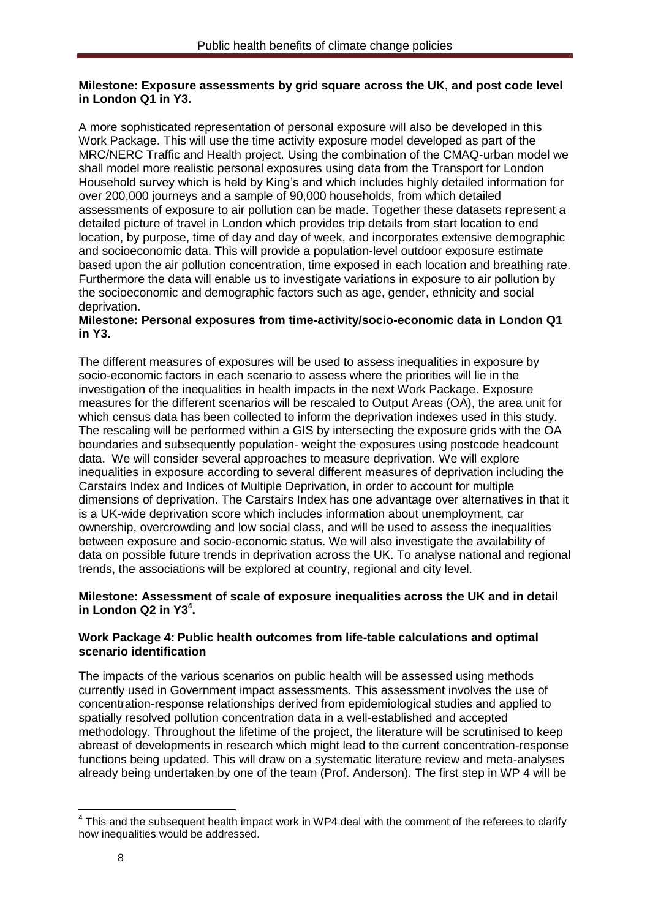**Milestone: Exposure assessments by grid square across the UK, and post code level in London Q1 in Y3.**

A more sophisticated representation of personal exposure will also be developed in this Work Package. This will use the time activity exposure model developed as part of the MRC/NERC Traffic and Health project. Using the combination of the CMAQ-urban model we shall model more realistic personal exposures using data from the Transport for London Household survey which is held by King's and which includes highly detailed information for over 200,000 journeys and a sample of 90,000 households, from which detailed assessments of exposure to air pollution can be made. Together these datasets represent a detailed picture of travel in London which provides trip details from start location to end location, by purpose, time of day and day of week, and incorporates extensive demographic and socioeconomic data. This will provide a population-level outdoor exposure estimate based upon the air pollution concentration, time exposed in each location and breathing rate. Furthermore the data will enable us to investigate variations in exposure to air pollution by the socioeconomic and demographic factors such as age, gender, ethnicity and social deprivation.

**Milestone: Personal exposures from time-activity/socio-economic data in London Q1 in Y3.**

The different measures of exposures will be used to assess inequalities in exposure by socio-economic factors in each scenario to assess where the priorities will lie in the investigation of the inequalities in health impacts in the next Work Package. Exposure measures for the different scenarios will be rescaled to Output Areas (OA), the area unit for which census data has been collected to inform the deprivation indexes used in this study. The rescaling will be performed within a GIS by intersecting the exposure grids with the OA boundaries and subsequently population- weight the exposures using postcode headcount data. We will consider several approaches to measure deprivation. We will explore inequalities in exposure according to several different measures of deprivation including the Carstairs Index and Indices of Multiple Deprivation, in order to account for multiple dimensions of deprivation. The Carstairs Index has one advantage over alternatives in that it is a UK-wide deprivation score which includes information about unemployment, car ownership, overcrowding and low social class, and will be used to assess the inequalities between exposure and socio-economic status. We will also investigate the availability of data on possible future trends in deprivation across the UK. To analyse national and regional trends, the associations will be explored at country, regional and city level.

**Milestone: Assessment of scale of exposure inequalities across the UK and in detail in London Q2 in Y3[4].**

**Work Package 4: Public health outcomes from life-table calculations and optimal scenario identification**

The impacts of the various scenarios on public health will be assessed using methods currently used in Government impact assessments. This assessment involves the use of concentration-response relationships derived from epidemiological studies and applied to spatially resolved pollution concentration data in a well-established and accepted methodology. Throughout the lifetime of the project, the literature will be scrutinised to keep abreast of developments in research which might lead to the current concentration-response functions being updated. This will draw on a systematic literature review and meta-analyses already being undertaken by one of the team (Prof. Anderson). The first step in WP 4 will be

---

[4] This and the subsequent health impact work in WP4 deal with the comment of the referees to clarify how inequalities would be addressed.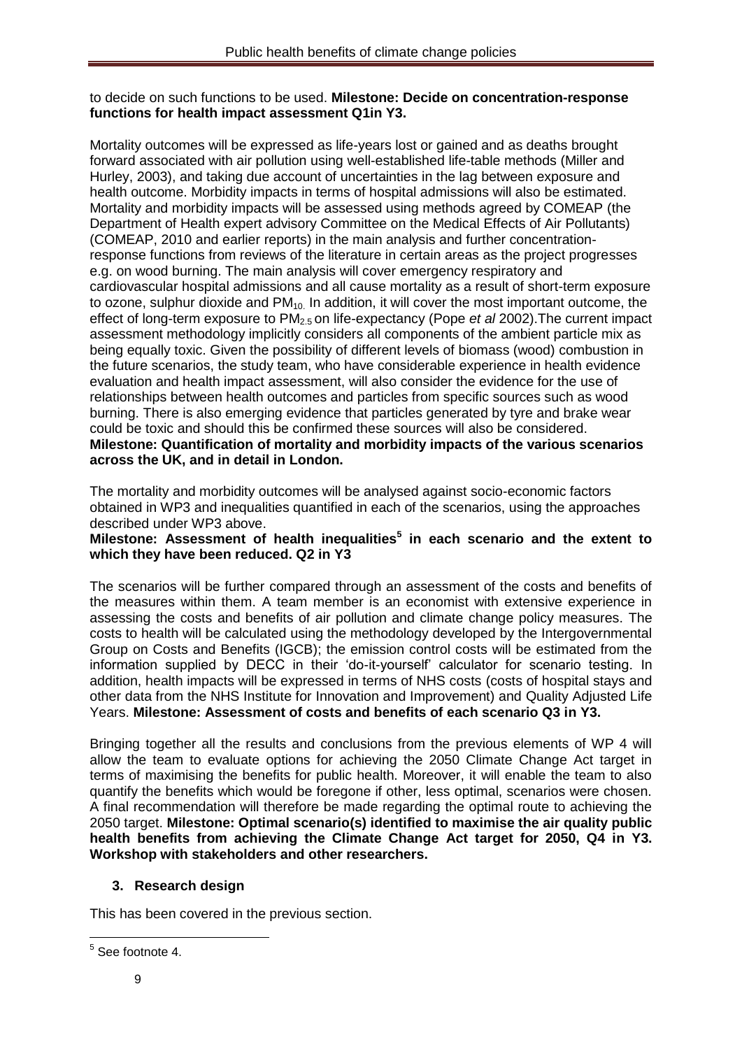to decide on such functions to be used. **Milestone: Decide on concentration-response functions for health impact assessment Q1in Y3.**

Mortality outcomes will be expressed as life-years lost or gained and as deaths brought forward associated with air pollution using well-established life-table methods (Miller and Hurley, 2003), and taking due account of uncertainties in the lag between exposure and health outcome. Morbidity impacts in terms of hospital admissions will also be estimated. Mortality and morbidity impacts will be assessed using methods agreed by COMEAP (the Department of Health expert advisory Committee on the Medical Effects of Air Pollutants) (COMEAP, 2010 and earlier reports) in the main analysis and further concentration-response functions from reviews of the literature in certain areas as the project progresses e.g. on wood burning. The main analysis will cover emergency respiratory and cardiovascular hospital admissions and all cause mortality as a result of short-term exposure to ozone, sulphur dioxide and $PM_{10}$. In addition, it will cover the most important outcome, the effect of long-term exposure to $PM_{2.5}$ on life-expectancy (Pope *et al* 2002).The current impact assessment methodology implicitly considers all components of the ambient particle mix as being equally toxic. Given the possibility of different levels of biomass (wood) combustion in the future scenarios, the study team, who have considerable experience in health evidence evaluation and health impact assessment, will also consider the evidence for the use of relationships between health outcomes and particles from specific sources such as wood burning. There is also emerging evidence that particles generated by tyre and brake wear could be toxic and should this be confirmed these sources will also be considered. **Milestone: Quantification of mortality and morbidity impacts of the various scenarios across the UK, and in detail in London.**

The mortality and morbidity outcomes will be analysed against socio-economic factors obtained in WP3 and inequalities quantified in each of the scenarios, using the approaches described under WP3 above.
**Milestone: Assessment of health inequalities[5] in each scenario and the extent to which they have been reduced. Q2 in Y3**

The scenarios will be further compared through an assessment of the costs and benefits of the measures within them. A team member is an economist with extensive experience in assessing the costs and benefits of air pollution and climate change policy measures. The costs to health will be calculated using the methodology developed by the Intergovernmental Group on Costs and Benefits (IGCB); the emission control costs will be estimated from the information supplied by DECC in their 'do-it-yourself' calculator for scenario testing. In addition, health impacts will be expressed in terms of NHS costs (costs of hospital stays and other data from the NHS Institute for Innovation and Improvement) and Quality Adjusted Life Years. **Milestone: Assessment of costs and benefits of each scenario Q3 in Y3.**

Bringing together all the results and conclusions from the previous elements of WP 4 will allow the team to evaluate options for achieving the 2050 Climate Change Act target in terms of maximising the benefits for public health. Moreover, it will enable the team to also quantify the benefits which would be foregone if other, less optimal, scenarios were chosen. A final recommendation will therefore be made regarding the optimal route to achieving the 2050 target. **Milestone: Optimal scenario(s) identified to maximise the air quality public health benefits from achieving the Climate Change Act target for 2050, Q4 in Y3. Workshop with stakeholders and other researchers.**

## 3. Research design

This has been covered in the previous section.

[5] See footnote 4.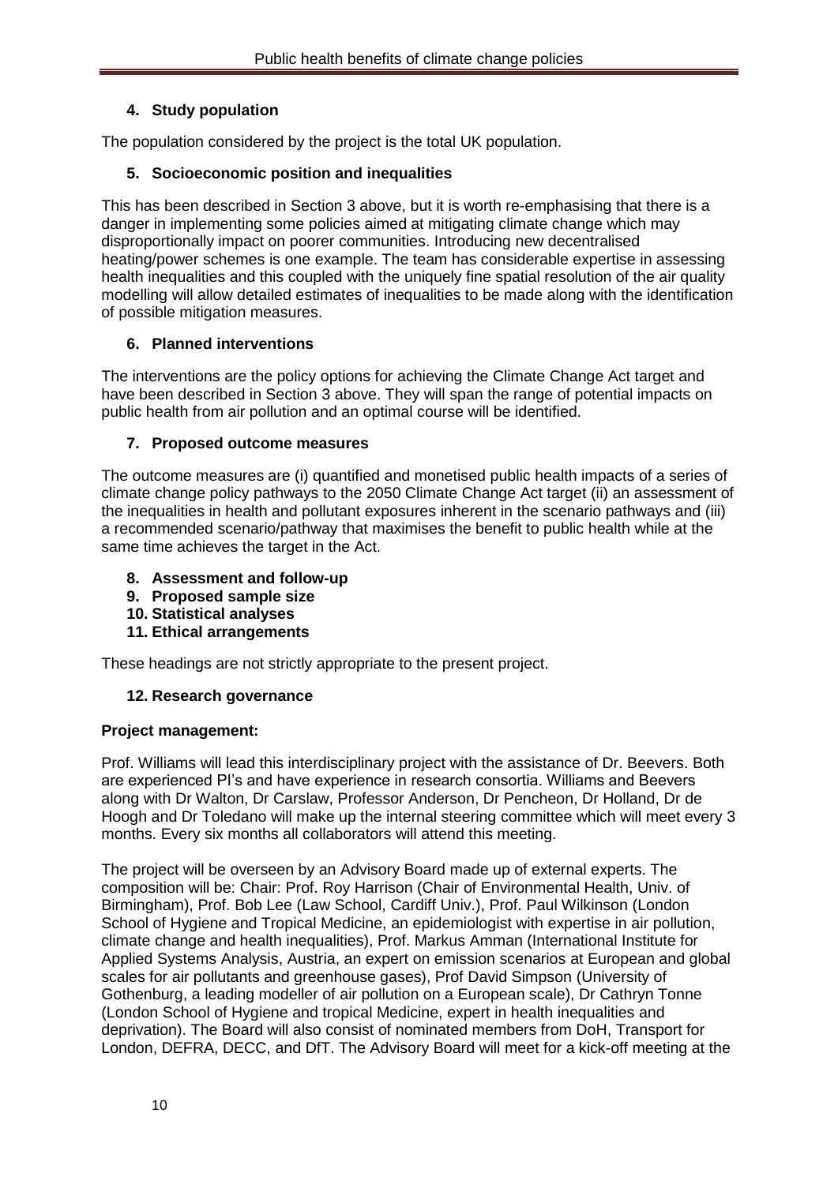### 4. Study population

The population considered by the project is the total UK population.

### 5. Socioeconomic position and inequalities

This has been described in Section 3 above, but it is worth re-emphasising that there is a danger in implementing some policies aimed at mitigating climate change which may disproportionally impact on poorer communities. Introducing new decentralised heating/power schemes is one example. The team has considerable expertise in assessing health inequalities and this coupled with the uniquely fine spatial resolution of the air quality modelling will allow detailed estimates of inequalities to be made along with the identification of possible mitigation measures.

### 6. Planned interventions

The interventions are the policy options for achieving the Climate Change Act target and have been described in Section 3 above. They will span the range of potential impacts on public health from air pollution and an optimal course will be identified.

### 7. Proposed outcome measures

The outcome measures are (i) quantified and monetised public health impacts of a series of climate change policy pathways to the 2050 Climate Change Act target (ii) an assessment of the inequalities in health and pollutant exposures inherent in the scenario pathways and (iii) a recommended scenario/pathway that maximises the benefit to public health while at the same time achieves the target in the Act.

### 8. Assessment and follow-up
### 9. Proposed sample size
### 10. Statistical analyses
### 11. Ethical arrangements

These headings are not strictly appropriate to the present project.

### 12. Research governance

**Project management:**

Prof. Williams will lead this interdisciplinary project with the assistance of Dr. Beevers. Both are experienced PI's and have experience in research consortia. Williams and Beevers along with Dr Walton, Dr Carslaw, Professor Anderson, Dr Pencheon, Dr Holland, Dr de Hoogh and Dr Toledano will make up the internal steering committee which will meet every 3 months. Every six months all collaborators will attend this meeting.

The project will be overseen by an Advisory Board made up of external experts. The composition will be: Chair: Prof. Roy Harrison (Chair of Environmental Health, Univ. of Birmingham), Prof. Bob Lee (Law School, Cardiff Univ.), Prof. Paul Wilkinson (London School of Hygiene and Tropical Medicine, an epidemiologist with expertise in air pollution, climate change and health inequalities), Prof. Markus Amman (International Institute for Applied Systems Analysis, Austria, an expert on emission scenarios at European and global scales for air pollutants and greenhouse gases), Prof David Simpson (University of Gothenburg, a leading modeller of air pollution on a European scale), Dr Cathryn Tonne (London School of Hygiene and tropical Medicine, expert in health inequalities and deprivation). The Board will also consist of nominated members from DoH, Transport for London, DEFRA, DECC, and DfT. The Advisory Board will meet for a kick-off meeting at the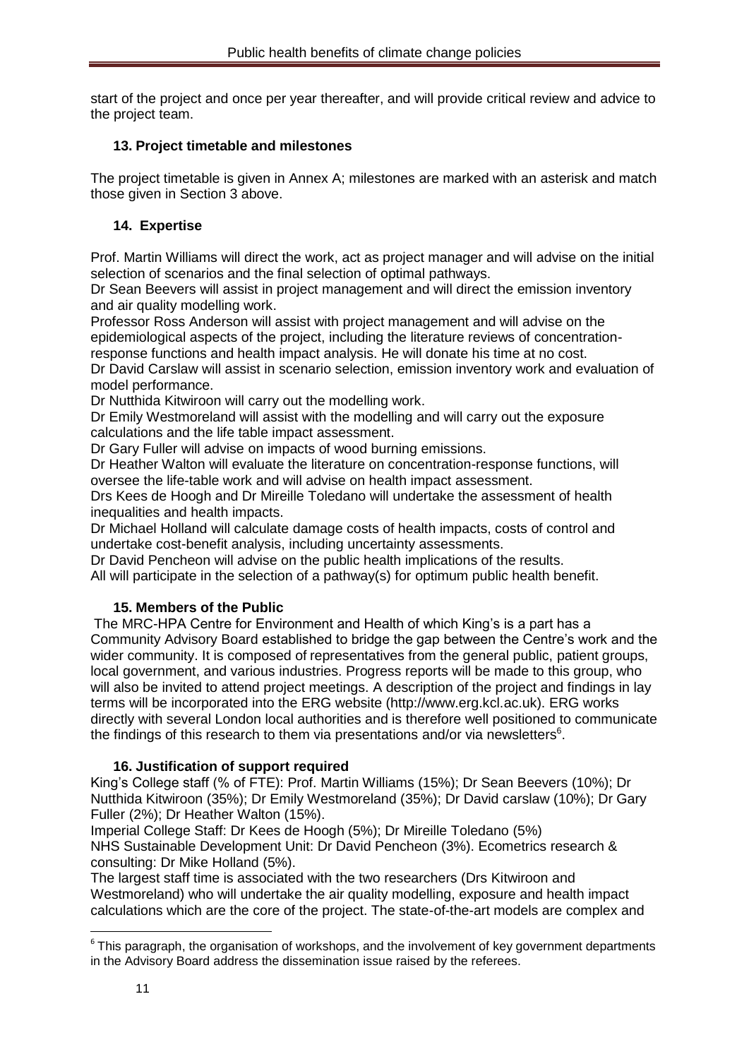start of the project and once per year thereafter, and will provide critical review and advice to the project team.

## 13. Project timetable and milestones

The project timetable is given in Annex A; milestones are marked with an asterisk and match those given in Section 3 above.

## 14. Expertise

Prof. Martin Williams will direct the work, act as project manager and will advise on the initial selection of scenarios and the final selection of optimal pathways.
Dr Sean Beevers will assist in project management and will direct the emission inventory and air quality modelling work.
Professor Ross Anderson will assist with project management and will advise on the epidemiological aspects of the project, including the literature reviews of concentration-response functions and health impact analysis. He will donate his time at no cost.
Dr David Carslaw will assist in scenario selection, emission inventory work and evaluation of model performance.
Dr Nutthida Kitwiroon will carry out the modelling work.
Dr Emily Westmoreland will assist with the modelling and will carry out the exposure calculations and the life table impact assessment.
Dr Gary Fuller will advise on impacts of wood burning emissions.
Dr Heather Walton will evaluate the literature on concentration-response functions, will oversee the life-table work and will advise on health impact assessment.
Drs Kees de Hoogh and Dr Mireille Toledano will undertake the assessment of health inequalities and health impacts.
Dr Michael Holland will calculate damage costs of health impacts, costs of control and undertake cost-benefit analysis, including uncertainty assessments.
Dr David Pencheon will advise on the public health implications of the results.
All will participate in the selection of a pathway(s) for optimum public health benefit.

## 15. Members of the Public

The MRC-HPA Centre for Environment and Health of which King's is a part has a Community Advisory Board established to bridge the gap between the Centre's work and the wider community. It is composed of representatives from the general public, patient groups, local government, and various industries. Progress reports will be made to this group, who will also be invited to attend project meetings. A description of the project and findings in lay terms will be incorporated into the ERG website (http://www.erg.kcl.ac.uk). ERG works directly with several London local authorities and is therefore well positioned to communicate the findings of this research to them via presentations and/or via newsletters[6].

## 16. Justification of support required

King's College staff (% of FTE): Prof. Martin Williams (15%); Dr Sean Beevers (10%); Dr Nutthida Kitwiroon (35%); Dr Emily Westmoreland (35%); Dr David carslaw (10%); Dr Gary Fuller (2%); Dr Heather Walton (15%).
Imperial College Staff: Dr Kees de Hoogh (5%); Dr Mireille Toledano (5%)
NHS Sustainable Development Unit: Dr David Pencheon (3%). Ecometrics research & consulting: Dr Mike Holland (5%).
The largest staff time is associated with the two researchers (Drs Kitwiroon and Westmoreland) who will undertake the air quality modelling, exposure and health impact calculations which are the core of the project. The state-of-the-art models are complex and

---

[6] This paragraph, the organisation of workshops, and the involvement of key government departments in the Advisory Board address the dissemination issue raised by the referees.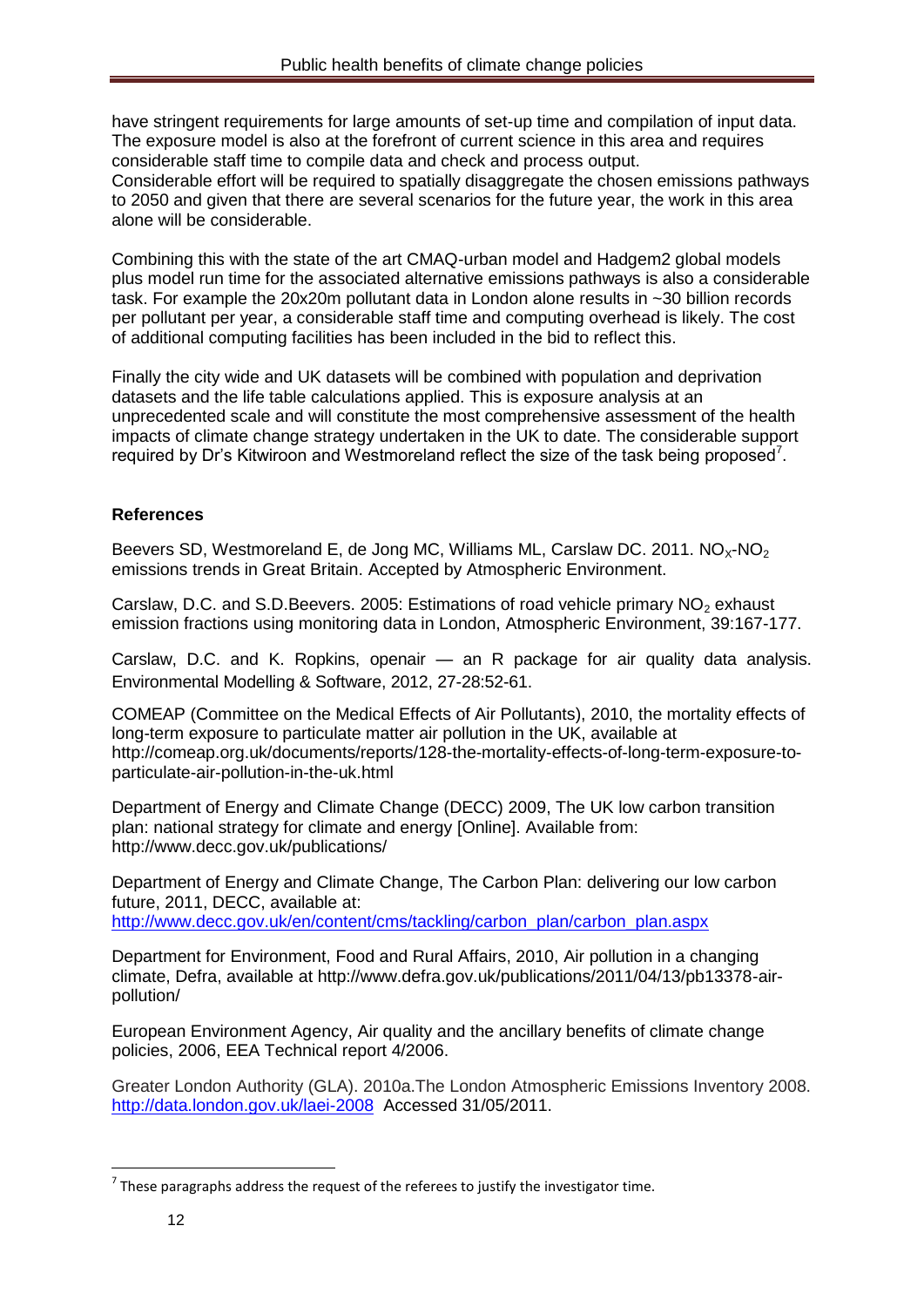have stringent requirements for large amounts of set-up time and compilation of input data. The exposure model is also at the forefront of current science in this area and requires considerable staff time to compile data and check and process output.
Considerable effort will be required to spatially disaggregate the chosen emissions pathways to 2050 and given that there are several scenarios for the future year, the work in this area alone will be considerable.

Combining this with the state of the art CMAQ-urban model and Hadgem2 global models plus model run time for the associated alternative emissions pathways is also a considerable task. For example the 20x20m pollutant data in London alone results in ~30 billion records per pollutant per year, a considerable staff time and computing overhead is likely. The cost of additional computing facilities has been included in the bid to reflect this.

Finally the city wide and UK datasets will be combined with population and deprivation datasets and the life table calculations applied. This is exposure analysis at an unprecedented scale and will constitute the most comprehensive assessment of the health impacts of climate change strategy undertaken in the UK to date. The considerable support required by Dr's Kitwiroon and Westmoreland reflect the size of the task being proposed[7].

**References**

Beevers SD, Westmoreland E, de Jong MC, Williams ML, Carslaw DC. 2011. $NO_X$-$NO_2$ emissions trends in Great Britain. Accepted by Atmospheric Environment.

Carslaw, D.C. and S.D.Beevers. 2005: Estimations of road vehicle primary $NO_2$ exhaust emission fractions using monitoring data in London, Atmospheric Environment, 39:167-177.

Carslaw, D.C. and K. Ropkins, openair — an R package for air quality data analysis. Environmental Modelling & Software, 2012, 27-28:52-61.

COMEAP (Committee on the Medical Effects of Air Pollutants), 2010, the mortality effects of long-term exposure to particulate matter air pollution in the UK, available at http://comeap.org.uk/documents/reports/128-the-mortality-effects-of-long-term-exposure-to-particulate-air-pollution-in-the-uk.html

Department of Energy and Climate Change (DECC) 2009, The UK low carbon transition plan: national strategy for climate and energy [Online]. Available from: http://www.decc.gov.uk/publications/

Department of Energy and Climate Change, The Carbon Plan: delivering our low carbon future, 2011, DECC, available at: http://www.decc.gov.uk/en/content/cms/tackling/carbon_plan/carbon_plan.aspx

Department for Environment, Food and Rural Affairs, 2010, Air pollution in a changing climate, Defra, available at http://www.defra.gov.uk/publications/2011/04/13/pb13378-air-pollution/

European Environment Agency, Air quality and the ancillary benefits of climate change policies, 2006, EEA Technical report 4/2006.

Greater London Authority (GLA). 2010a.The London Atmospheric Emissions Inventory 2008. http://data.london.gov.uk/laei-2008 Accessed 31/05/2011.

[7] These paragraphs address the request of the referees to justify the investigator time.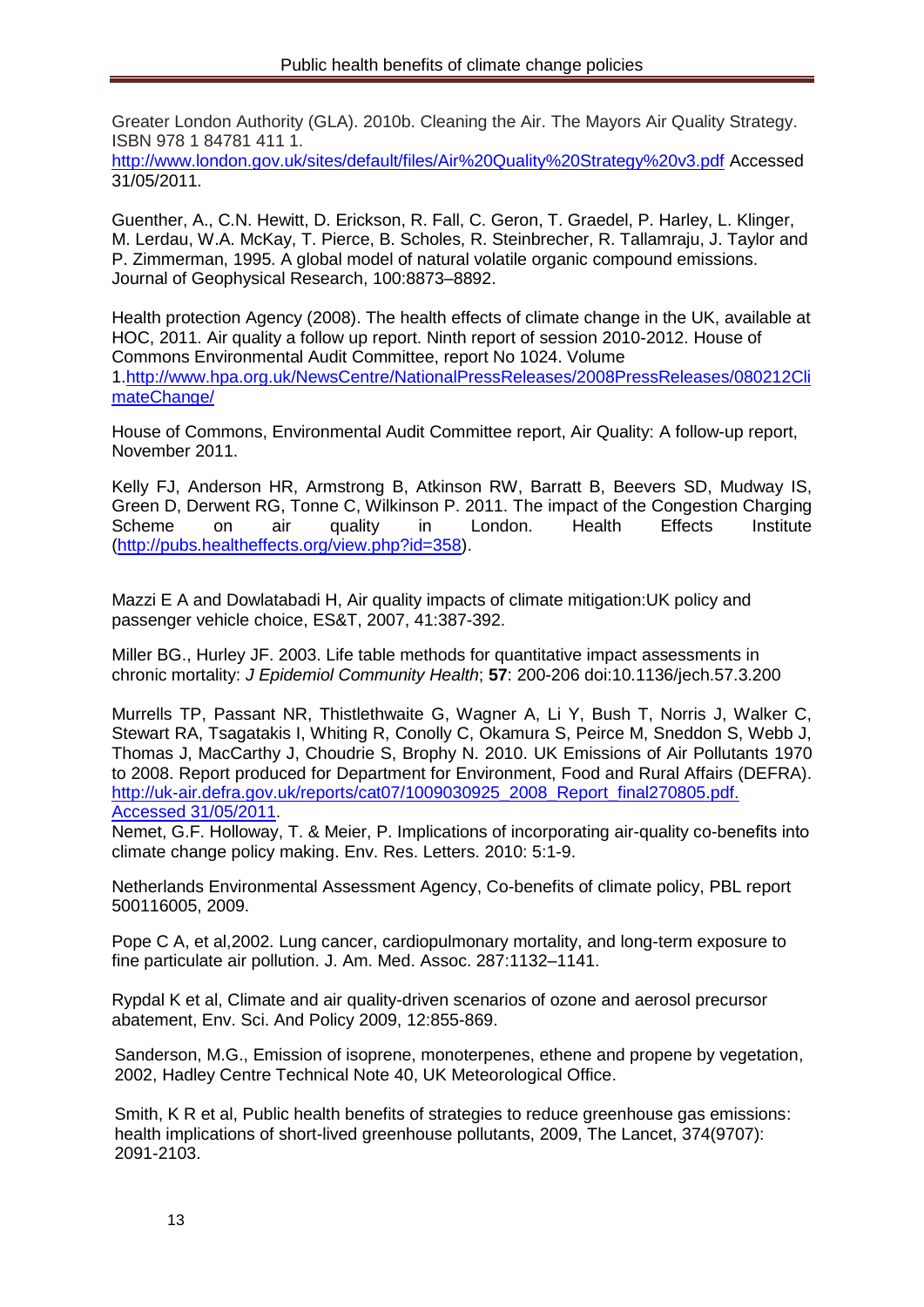Greater London Authority (GLA). 2010b. Cleaning the Air. The Mayors Air Quality Strategy. ISBN 978 1 84781 411 1. http://www.london.gov.uk/sites/default/files/Air%20Quality%20Strategy%20v3.pdf Accessed 31/05/2011.

Guenther, A., C.N. Hewitt, D. Erickson, R. Fall, C. Geron, T. Graedel, P. Harley, L. Klinger, M. Lerdau, W.A. McKay, T. Pierce, B. Scholes, R. Steinbrecher, R. Tallamraju, J. Taylor and P. Zimmerman, 1995. A global model of natural volatile organic compound emissions. Journal of Geophysical Research, 100:8873–8892.

Health protection Agency (2008). The health effects of climate change in the UK, available at HOC, 2011. Air quality a follow up report. Ninth report of session 2010-2012. House of Commons Environmental Audit Committee, report No 1024. Volume 1.http://www.hpa.org.uk/NewsCentre/NationalPressReleases/2008PressReleases/080212ClimateChange/

House of Commons, Environmental Audit Committee report, Air Quality: A follow-up report, November 2011.

Kelly FJ, Anderson HR, Armstrong B, Atkinson RW, Barratt B, Beevers SD, Mudway IS, Green D, Derwent RG, Tonne C, Wilkinson P. 2011. The impact of the Congestion Charging Scheme on air quality in London. Health Effects Institute (http://pubs.healtheffects.org/view.php?id=358).

Mazzi E A and Dowlatabadi H, Air quality impacts of climate mitigation:UK policy and passenger vehicle choice, ES&T, 2007, 41:387-392.

Miller BG., Hurley JF. 2003. Life table methods for quantitative impact assessments in chronic mortality: *J Epidemiol Community Health*; **57**: 200-206 doi:10.1136/jech.57.3.200

Murrells TP, Passant NR, Thistlethwaite G, Wagner A, Li Y, Bush T, Norris J, Walker C, Stewart RA, Tsagatakis I, Whiting R, Conolly C, Okamura S, Peirce M, Sneddon S, Webb J, Thomas J, MacCarthy J, Choudrie S, Brophy N. 2010. UK Emissions of Air Pollutants 1970 to 2008. Report produced for Department for Environment, Food and Rural Affairs (DEFRA). http://uk-air.defra.gov.uk/reports/cat07/1009030925_2008_Report_final270805.pdf. Accessed 31/05/2011.

Nemet, G.F. Holloway, T. & Meier, P. Implications of incorporating air-quality co-benefits into climate change policy making. Env. Res. Letters. 2010: 5:1-9.

Netherlands Environmental Assessment Agency, Co-benefits of climate policy, PBL report 500116005, 2009.

Pope C A, et al,2002. Lung cancer, cardiopulmonary mortality, and long-term exposure to fine particulate air pollution. J. Am. Med. Assoc. 287:1132–1141.

Rypdal K et al, Climate and air quality-driven scenarios of ozone and aerosol precursor abatement, Env. Sci. And Policy 2009, 12:855-869.

Sanderson, M.G., Emission of isoprene, monoterpenes, ethene and propene by vegetation, 2002, Hadley Centre Technical Note 40, UK Meteorological Office.

Smith, K R et al, Public health benefits of strategies to reduce greenhouse gas emissions: health implications of short-lived greenhouse pollutants, 2009, The Lancet, 374(9707): 2091-2103.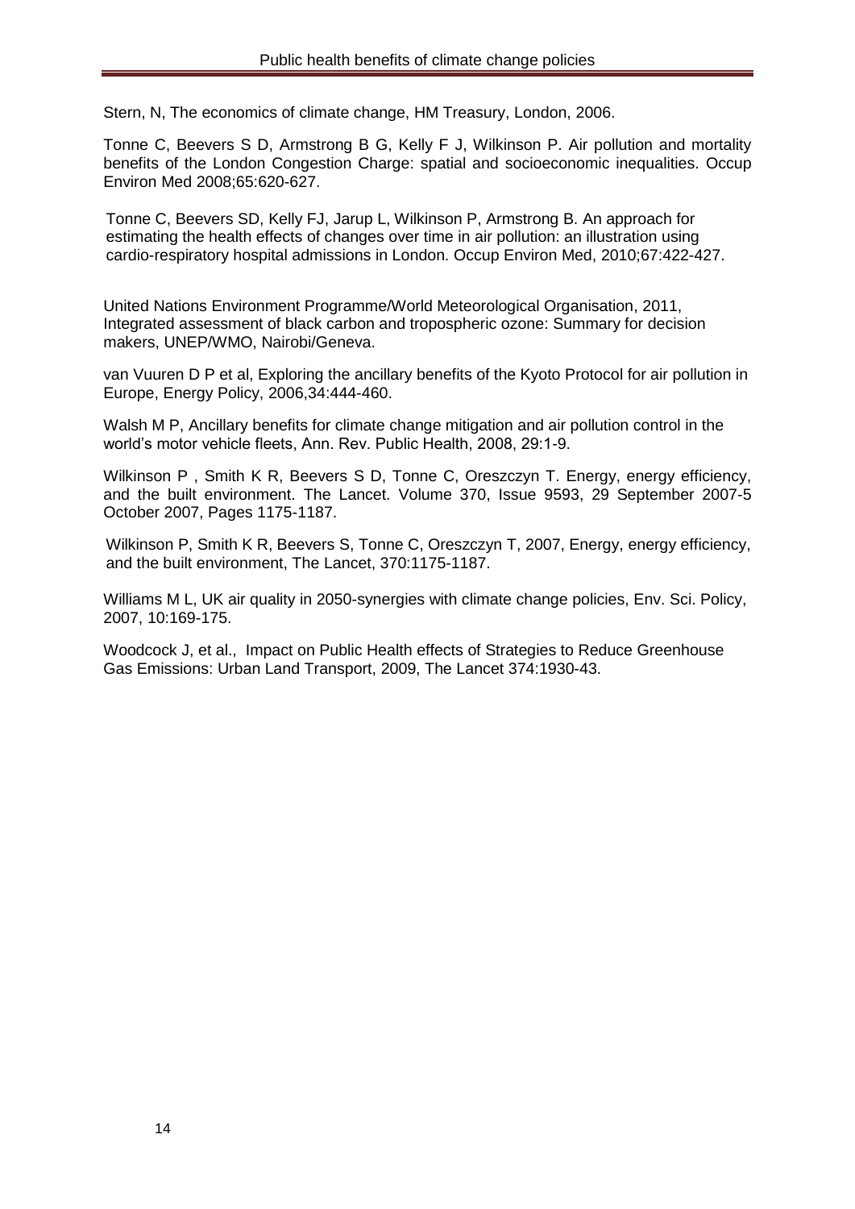Stern, N, The economics of climate change, HM Treasury, London, 2006.

Tonne C, Beevers S D, Armstrong B G, Kelly F J, Wilkinson P. Air pollution and mortality benefits of the London Congestion Charge: spatial and socioeconomic inequalities. Occup Environ Med 2008;65:620-627.

Tonne C, Beevers SD, Kelly FJ, Jarup L, Wilkinson P, Armstrong B. An approach for estimating the health effects of changes over time in air pollution: an illustration using cardio-respiratory hospital admissions in London. Occup Environ Med, 2010;67:422-427.

United Nations Environment Programme/World Meteorological Organisation, 2011, Integrated assessment of black carbon and tropospheric ozone: Summary for decision makers, UNEP/WMO, Nairobi/Geneva.

van Vuuren D P et al, Exploring the ancillary benefits of the Kyoto Protocol for air pollution in Europe, Energy Policy, 2006,34:444-460.

Walsh M P, Ancillary benefits for climate change mitigation and air pollution control in the world's motor vehicle fleets, Ann. Rev. Public Health, 2008, 29:1-9.

Wilkinson P , Smith K R, Beevers S D, Tonne C, Oreszczyn T. Energy, energy efficiency, and the built environment. The Lancet. Volume 370, Issue 9593, 29 September 2007-5 October 2007, Pages 1175-1187.

Wilkinson P, Smith K R, Beevers S, Tonne C, Oreszczyn T, 2007, Energy, energy efficiency, and the built environment, The Lancet, 370:1175-1187.

Williams M L, UK air quality in 2050-synergies with climate change policies, Env. Sci. Policy, 2007, 10:169-175.

Woodcock J, et al., Impact on Public Health effects of Strategies to Reduce Greenhouse Gas Emissions: Urban Land Transport, 2009, The Lancet 374:1930-43.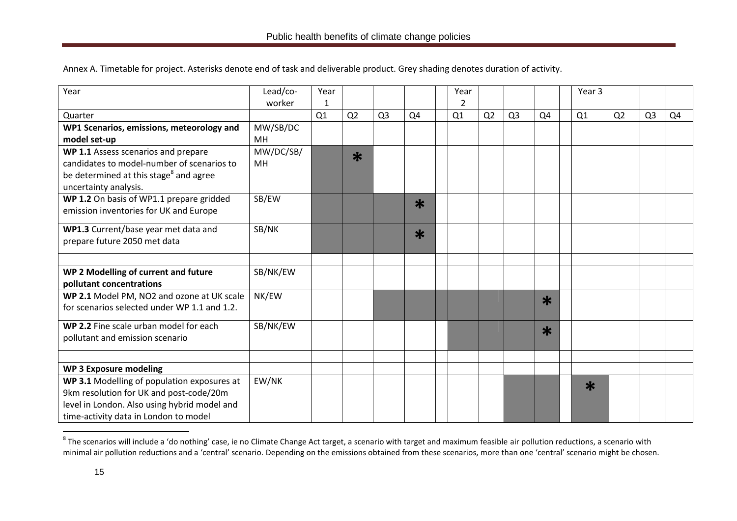Annex A. Timetable for project. Asterisks denote end of task and deliverable product. Grey shading denotes duration of activity.

| Year | Lead/co-worker | Year 1 | | | | Year 2 | | | | Year 3 | | | |
|---|---|---|---|---|---|---|---|---|---|---|---|---|---|
| Quarter | | Q1 | Q2 | Q3 | Q4 | Q1 | Q2 | Q3 | Q4 | Q1 | Q2 | Q3 | Q4 |
| **WP1 Scenarios, emissions, meteorology and model set-up** | MW/SB/DC MH | | | | | | | | | | | | |
| **WP 1.1** Assess scenarios and prepare candidates to model-number of scenarios to be determined at this stage[8] and agree uncertainty analysis. | MW/DC/SB/ MH | | * | | | | | | | | | | |
| **WP 1.2** On basis of WP1.1 prepare gridded emission inventories for UK and Europe | SB/EW | | | | * | | | | | | | | |
| **WP1.3** Current/base year met data and prepare future 2050 met data | SB/NK | | | | * | | | | | | | | |
| | | | | | | | | | | | | | |
| **WP 2 Modelling of current and future pollutant concentrations** | SB/NK/EW | | | | | | | | | | | | |
| **WP 2.1** Model PM, NO2 and ozone at UK scale for scenarios selected under WP 1.1 and 1.2. | NK/EW | | | | | | | | * | | | | |
| **WP 2.2** Fine scale urban model for each pollutant and emission scenario | SB/NK/EW | | | | | | | | * | | | | |
| | | | | | | | | | | | | | |
| **WP 3 Exposure modeling** | | | | | | | | | | | | | |
| **WP 3.1** Modelling of population exposures at 9km resolution for UK and post-code/20m level in London. Also using hybrid model and time-activity data in London to model | EW/NK | | | | | | | | | * | | | |

[8] The scenarios will include a 'do nothing' case, ie no Climate Change Act target, a scenario with target and maximum feasible air pollution reductions, a scenario with minimal air pollution reductions and a 'central' scenario. Depending on the emissions obtained from these scenarios, more than one 'central' scenario might be chosen.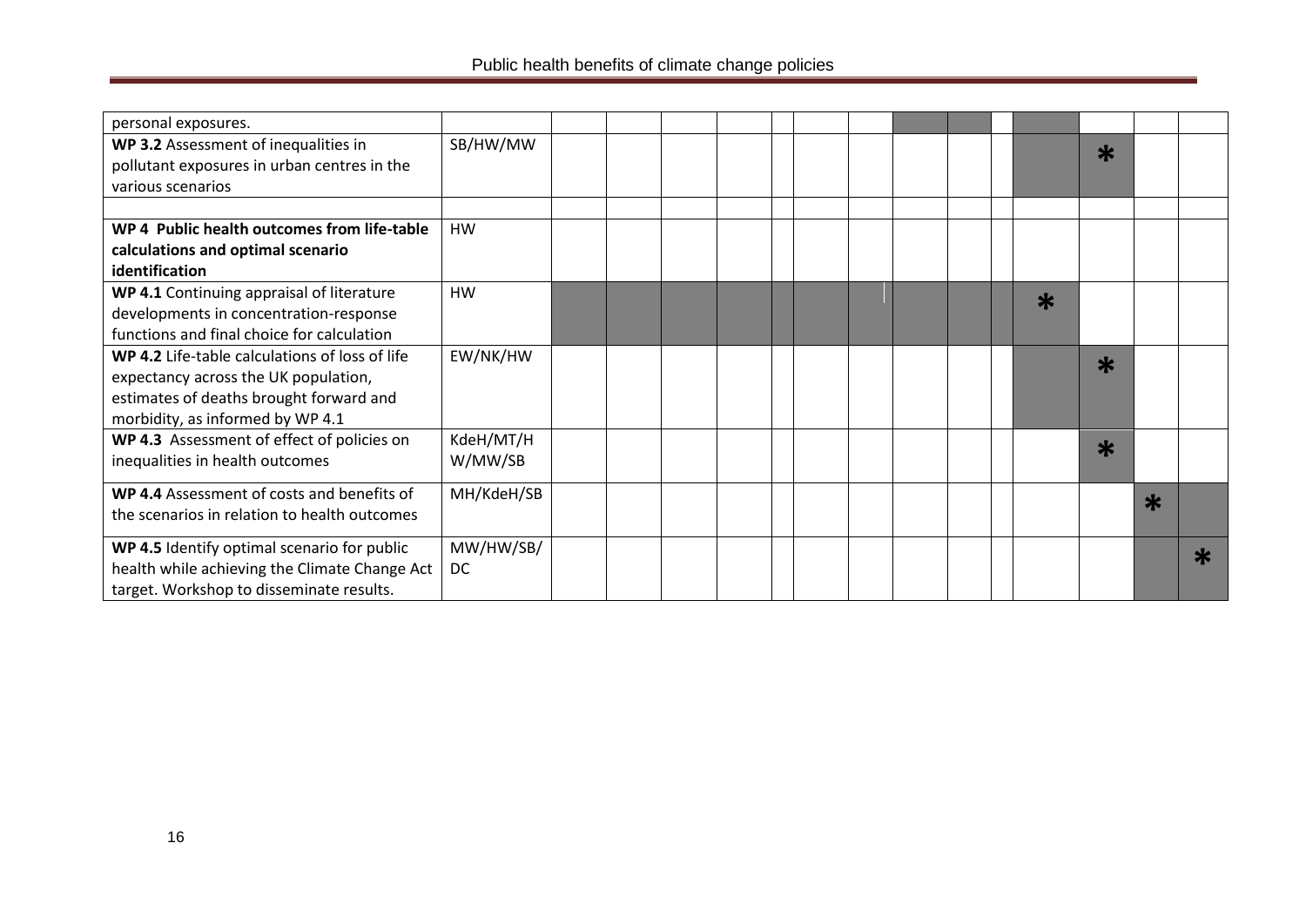| | | | | | | | | | | | | | | | |
|---|---|---|---|---|---|---|---|---|---|---|---|---|---|---|---|
| personal exposures. | | | | | | | | | | | | | | | |
| **WP 3.2** Assessment of inequalities in pollutant exposures in urban centres in the various scenarios | SB/HW/MW | | | | | | | | | | | | * | | |
| | | | | | | | | | | | | | | | |
| **WP 4 Public health outcomes from life-table calculations and optimal scenario identification** | HW | | | | | | | | | | | | | | |
| **WP 4.1** Continuing appraisal of literature developments in concentration-response functions and final choice for calculation | HW | | | | | | | | | | | * | | | |
| **WP 4.2** Life-table calculations of loss of life expectancy across the UK population, estimates of deaths brought forward and morbidity, as informed by WP 4.1 | EW/NK/HW | | | | | | | | | | | | * | | |
| **WP 4.3** Assessment of effect of policies on inequalities in health outcomes | KdeH/MT/HW/MW/SB | | | | | | | | | | | | * | | |
| **WP 4.4** Assessment of costs and benefits of the scenarios in relation to health outcomes | MH/KdeH/SB | | | | | | | | | | | | | * | |
| **WP 4.5** Identify optimal scenario for public health while achieving the Climate Change Act target. Workshop to disseminate results. | MW/HW/SB/DC | | | | | | | | | | | | | | * |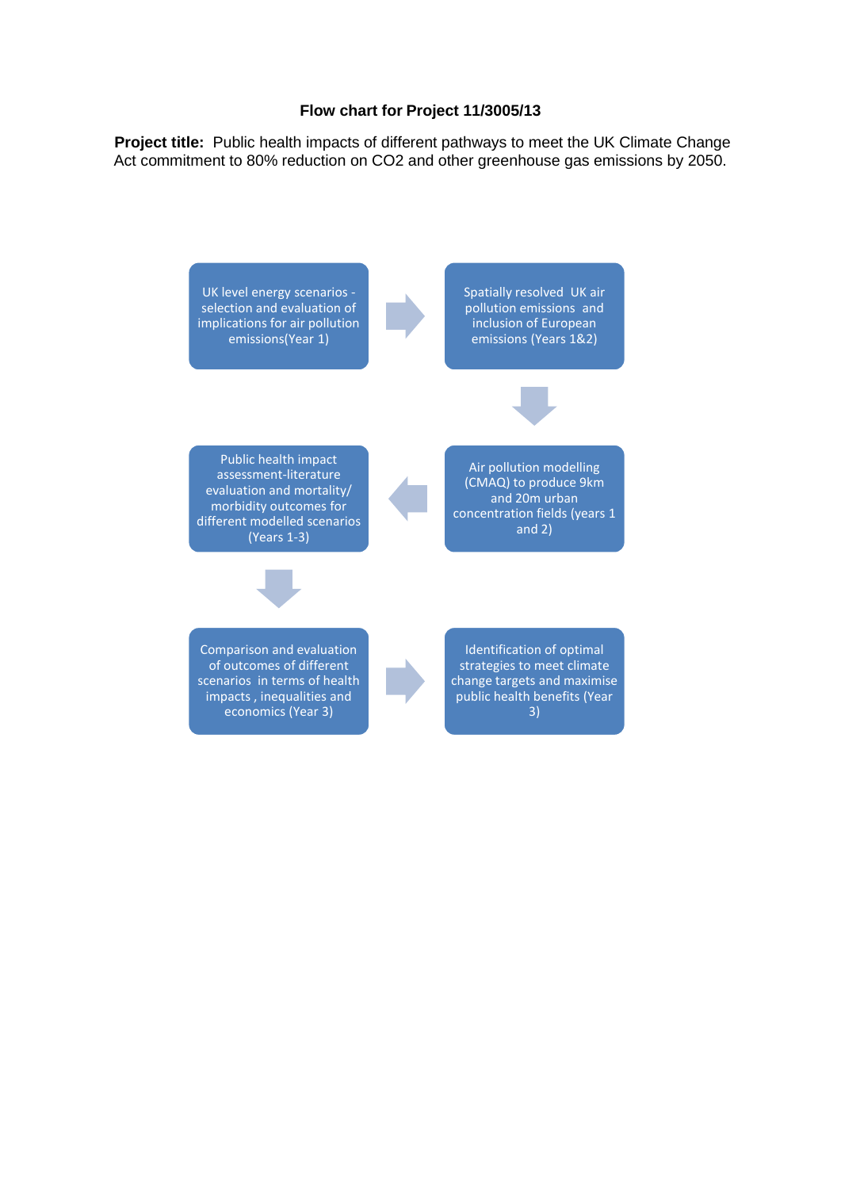**Flow chart for Project 11/3005/13**

**Project title:** Public health impacts of different pathways to meet the UK Climate Change Act commitment to 80% reduction on $CO_2$ and other greenhouse gas emissions by 2050.

UK level energy scenarios - selection and evaluation of implications for air pollution emissions(Year 1)

Spatially resolved UK air pollution emissions and inclusion of European emissions (Years 1&2)

Air pollution modelling (CMAQ) to produce 9km and 20m urban concentration fields (years 1 and 2)

Public health impact assessment-literature evaluation and mortality/ morbidity outcomes for different modelled scenarios (Years 1-3)

Comparison and evaluation of outcomes of different scenarios in terms of health impacts , inequalities and economics (Year 3)

Identification of optimal strategies to meet climate change targets and maximise public health benefits (Year 3)